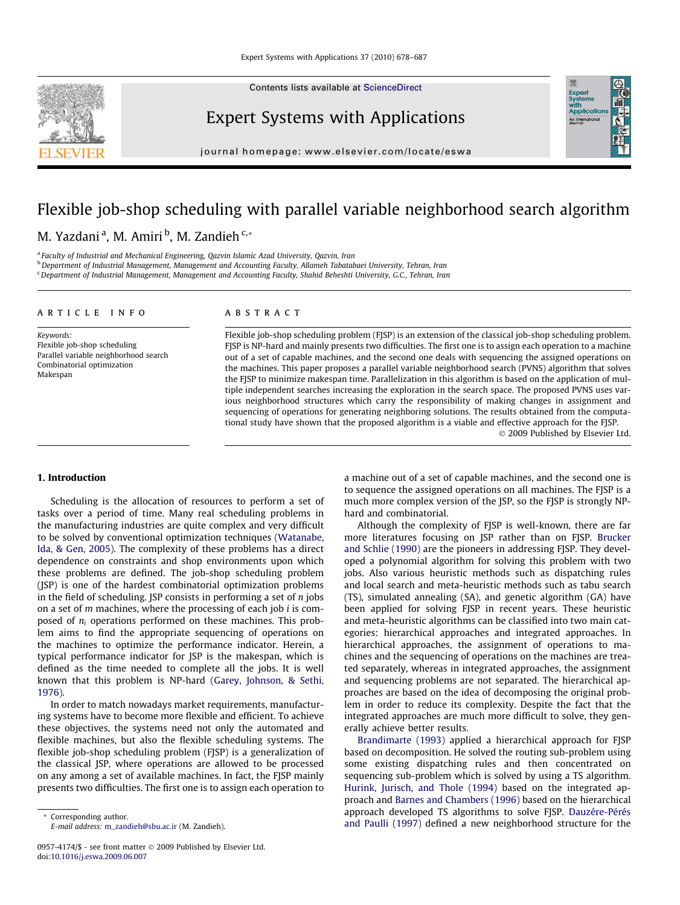# Flexible job-shop scheduling with parallel variable neighborhood search algorithm

M. Yazdani [a], M. Amiri [b], M. Zandieh [c,*]

[a] Faculty of Industrial and Mechanical Engineering, Qazvin Islamic Azad University, Qazvin, Iran
[b] Department of Industrial Management, Management and Accounting Faculty, Allameh Tabatabaei University, Tehran, Iran
[c] Department of Industrial Management, Management and Accounting Faculty, Shahid Beheshti University, G.C., Tehran, Iran

## ARTICLE INFO

*Keywords:*
Flexible job-shop scheduling
Parallel variable neighborhood search
Combinatorial optimization
Makespan

## ABSTRACT

Flexible job-shop scheduling problem (FJSP) is an extension of the classical job-shop scheduling problem. FJSP is NP-hard and mainly presents two difficulties. The first one is to assign each operation to a machine out of a set of capable machines, and the second one deals with sequencing the assigned operations on the machines. This paper proposes a parallel variable neighborhood search (PVNS) algorithm that solves the FJSP to minimize makespan time. Parallelization in this algorithm is based on the application of multiple independent searches increasing the exploration in the search space. The proposed PVNS uses various neighborhood structures which carry the responsibility of making changes in assignment and sequencing of operations for generating neighboring solutions. The results obtained from the computational study have shown that the proposed algorithm is a viable and effective approach for the FJSP.

© 2009 Published by Elsevier Ltd.

## 1. Introduction

Scheduling is the allocation of resources to perform a set of tasks over a period of time. Many real scheduling problems in the manufacturing industries are quite complex and very difficult to be solved by conventional optimization techniques (Watanabe, Ida, & Gen, 2005). The complexity of these problems has a direct dependence on constraints and shop environments upon which these problems are defined. The job-shop scheduling problem (JSP) is one of the hardest combinatorial optimization problems in the field of scheduling. JSP consists in performing a set of $n$ jobs on a set of $m$ machines, where the processing of each job $i$ is composed of $n_i$ operations performed on these machines. This problem aims to find the appropriate sequencing of operations on the machines to optimize the performance indicator. Herein, a typical performance indicator for JSP is the makespan, which is defined as the time needed to complete all the jobs. It is well known that this problem is NP-hard (Garey, Johnson, & Sethi, 1976).

In order to match nowadays market requirements, manufacturing systems have to become more flexible and efficient. To achieve these objectives, the systems need not only the automated and flexible machines, but also the flexible scheduling systems. The flexible job-shop scheduling problem (FJSP) is a generalization of the classical JSP, where operations are allowed to be processed on any among a set of available machines. In fact, the FJSP mainly presents two difficulties. The first one is to assign each operation to a machine out of a set of capable machines, and the second one is to sequence the assigned operations on all machines. The FJSP is a much more complex version of the JSP, so the FJSP is strongly NP-hard and combinatorial.

Although the complexity of FJSP is well-known, there are far more literatures focusing on JSP rather than on FJSP. Brucker and Schlie (1990) are the pioneers in addressing FJSP. They developed a polynomial algorithm for solving this problem with two jobs. Also various heuristic methods such as dispatching rules and local search and meta-heuristic methods such as tabu search (TS), simulated annealing (SA), and genetic algorithm (GA) have been applied for solving FJSP in recent years. These heuristic and meta-heuristic algorithms can be classified into two main categories: hierarchical approaches and integrated approaches. In hierarchical approaches, the assignment of operations to machines and the sequencing of operations on the machines are treated separately, whereas in integrated approaches, the assignment and sequencing problems are not separated. The hierarchical approaches are based on the idea of decomposing the original problem in order to reduce its complexity. Despite the fact that the integrated approaches are much more difficult to solve, they generally achieve better results.

Brandimarte (1993) applied a hierarchical approach for FJSP based on decomposition. He solved the routing sub-problem using some existing dispatching rules and then concentrated on sequencing sub-problem which is solved by using a TS algorithm. Hurink, Jurisch, and Thole (1994) based on the integrated approach and Barnes and Chambers (1996) based on the hierarchical approach developed TS algorithms to solve FJSP. Dauzére-Pérés and Paulli (1997) defined a new neighborhood structure for the

\* Corresponding author.
E-mail address: m_zandieh@sbu.ac.ir (M. Zandieh).

0957-4174/$ - see front matter © 2009 Published by Elsevier Ltd.
doi:10.1016/j.eswa.2009.06.007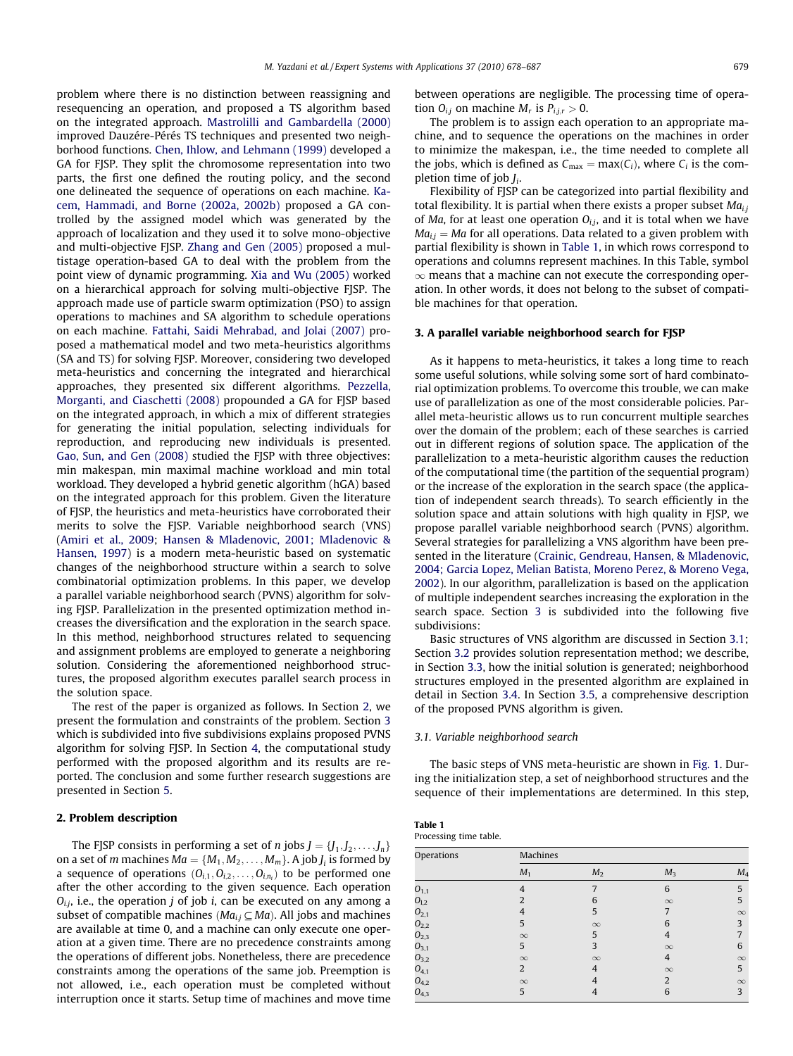problem where there is no distinction between reassigning and resequencing an operation, and proposed a TS algorithm based on the integrated approach. Mastrolilli and Gambardella (2000) improved Dauzére-Pérés TS techniques and presented two neighborhood functions. Chen, Ihlow, and Lehmann (1999) developed a GA for FJSP. They split the chromosome representation into two parts, the first one defined the routing policy, and the second one delineated the sequence of operations on each machine. Kacem, Hammadi, and Borne (2002a, 2002b) proposed a GA controlled by the assigned model which was generated by the approach of localization and they used it to solve mono-objective and multi-objective FJSP. Zhang and Gen (2005) proposed a multistage operation-based GA to deal with the problem from the point view of dynamic programming. Xia and Wu (2005) worked on a hierarchical approach for solving multi-objective FJSP. The approach made use of particle swarm optimization (PSO) to assign operations to machines and SA algorithm to schedule operations on each machine. Fattahi, Saidi Mehrabad, and Jolai (2007) proposed a mathematical model and two meta-heuristics algorithms (SA and TS) for solving FJSP. Moreover, considering two developed meta-heuristics and concerning the integrated and hierarchical approaches, they presented six different algorithms. Pezzella, Morganti, and Ciaschetti (2008) propounded a GA for FJSP based on the integrated approach, in which a mix of different strategies for generating the initial population, selecting individuals for reproduction, and reproducing new individuals is presented. Gao, Sun, and Gen (2008) studied the FJSP with three objectives: min makespan, min maximal machine workload and min total workload. They developed a hybrid genetic algorithm (hGA) based on the integrated approach for this problem. Given the literature of FJSP, the heuristics and meta-heuristics have corroborated their merits to solve the FJSP. Variable neighborhood search (VNS) (Amiri et al., 2009; Hansen & Mladenovic, 2001; Mladenovic & Hansen, 1997) is a modern meta-heuristic based on systematic changes of the neighborhood structure within a search to solve combinatorial optimization problems. In this paper, we develop a parallel variable neighborhood search (PVNS) algorithm for solving FJSP. Parallelization in the presented optimization method increases the diversification and the exploration in the search space. In this method, neighborhood structures related to sequencing and assignment problems are employed to generate a neighboring solution. Considering the aforementioned neighborhood structures, the proposed algorithm executes parallel search process in the solution space.

The rest of the paper is organized as follows. In Section 2, we present the formulation and constraints of the problem. Section 3 which is subdivided into five subdivisions explains proposed PVNS algorithm for solving FJSP. In Section 4, the computational study performed with the proposed algorithm and its results are reported. The conclusion and some further research suggestions are presented in Section 5.

## 2. Problem description

The FJSP consists in performing a set of $n$ jobs $J = \{J_1, J_2, \ldots, J_n\}$ on a set of $m$ machines $Ma = \{M_1, M_2, \ldots, M_m\}$. A job $J_i$ is formed by a sequence of operations $(O_{i,1}, O_{i,2}, \ldots, O_{i,n_i})$ to be performed one after the other according to the given sequence. Each operation $O_{i,j}$, i.e., the operation $j$ of job $i$, can be executed on any among a subset of compatible machines ($Ma_{i,j} \subseteq Ma$). All jobs and machines are available at time 0, and a machine can only execute one operation at a given time. There are no precedence constraints among the operations of different jobs. Nonetheless, there are precedence constraints among the operations of the same job. Preemption is not allowed, i.e., each operation must be completed without interruption once it starts. Setup time of machines and move time between operations are negligible. The processing time of operation $O_{i,j}$ on machine $M_r$ is $P_{i,j,r} > 0$.

The problem is to assign each operation to an appropriate machine, and to sequence the operations on the machines in order to minimize the makespan, i.e., the time needed to complete all the jobs, which is defined as $C_{\max} = \max(C_i)$, where $C_i$ is the completion time of job $J_i$.

Flexibility of FJSP can be categorized into partial flexibility and total flexibility. It is partial when there exists a proper subset $Ma_{i,j}$ of $Ma$, for at least one operation $O_{i,j}$, and it is total when we have $Ma_{i,j} = Ma$ for all operations. Data related to a given problem with partial flexibility is shown in Table 1, in which rows correspond to operations and columns represent machines. In this Table, symbol $\infty$ means that a machine can not execute the corresponding operation. In other words, it does not belong to the subset of compatible machines for that operation.

## 3. A parallel variable neighborhood search for FJSP

As it happens to meta-heuristics, it takes a long time to reach some useful solutions, while solving some sort of hard combinatorial optimization problems. To overcome this trouble, we can make use of parallelization as one of the most considerable policies. Parallel meta-heuristic allows us to run concurrent multiple searches over the domain of the problem; each of these searches is carried out in different regions of solution space. The application of the parallelization to a meta-heuristic algorithm causes the reduction of the computational time (the partition of the sequential program) or the increase of the exploration in the search space (the application of independent search threads). To search efficiently in the solution space and attain solutions with high quality in FJSP, we propose parallel variable neighborhood search (PVNS) algorithm. Several strategies for parallelizing a VNS algorithm have been presented in the literature (Crainic, Gendreau, Hansen, & Mladenovic, 2004; Garcia Lopez, Melian Batista, Moreno Perez, & Moreno Vega, 2002). In our algorithm, parallelization is based on the application of multiple independent searches increasing the exploration in the search space. Section 3 is subdivided into the following five subdivisions:

Basic structures of VNS algorithm are discussed in Section 3.1; Section 3.2 provides solution representation method; we describe, in Section 3.3, how the initial solution is generated; neighborhood structures employed in the presented algorithm are explained in detail in Section 3.4. In Section 3.5, a comprehensive description of the proposed PVNS algorithm is given.

### 3.1. Variable neighborhood search

The basic steps of VNS meta-heuristic are shown in Fig. 1. During the initialization step, a set of neighborhood structures and the sequence of their implementations are determined. In this step,

**Table 1**
Processing time table.

| Operations | Machines | | | |
|---|---|---|---|---|
| | $M_1$ | $M_2$ | $M_3$ | $M_4$ |
| $O_{1,1}$ | 4 | 7 | 6 | 5 |
| $O_{1,2}$ | 2 | 6 | $\infty$ | 5 |
| $O_{2,1}$ | 4 | 5 | 7 | $\infty$ |
| $O_{2,2}$ | 5 | $\infty$ | 6 | 3 |
| $O_{2,3}$ | $\infty$ | 5 | 4 | 7 |
| $O_{3,1}$ | 5 | 3 | $\infty$ | 6 |
| $O_{3,2}$ | $\infty$ | $\infty$ | 4 | $\infty$ |
| $O_{4,1}$ | 2 | 4 | $\infty$ | 5 |
| $O_{4,2}$ | $\infty$ | 4 | 2 | $\infty$ |
| $O_{4,3}$ | 5 | 4 | 6 | 3 |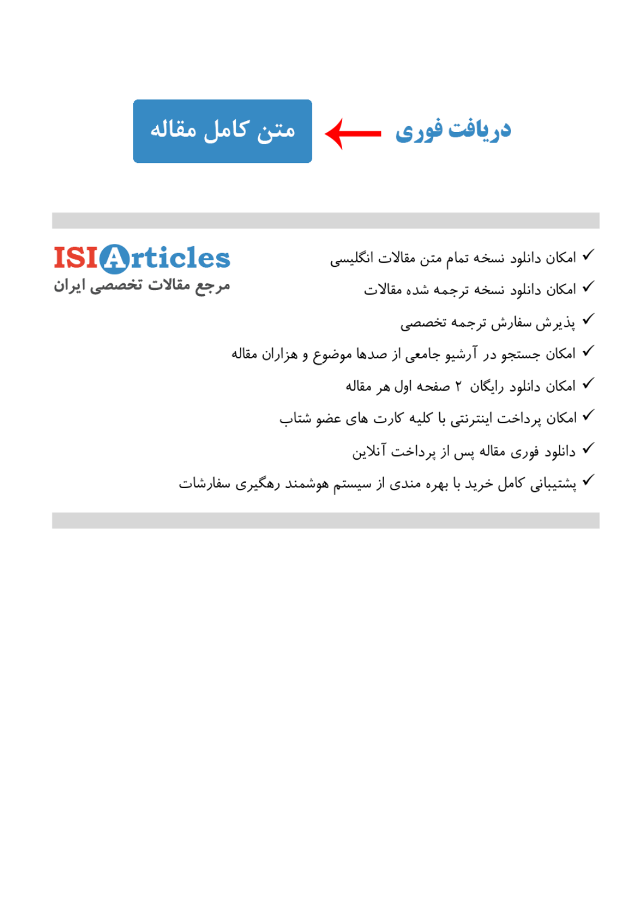متن کامل مقاله ← دریافت فوری

ISIArticles
مرجع مقالات تخصصی ایران

- ✓ امکان دانلود نسخه تمام متن مقالات انگلیسی
- ✓ امکان دانلود نسخه ترجمه شده مقالات
- ✓ پذیرش سفارش ترجمه تخصصی
- ✓ امکان جستجو در آرشیو جامعی از صدها موضوع و هزاران مقاله
- ✓ امکان دانلود رایگان ۲ صفحه اول هر مقاله
- ✓ امکان پرداخت اینترنتی با کلیه کارت های عضو شتاب
- ✓ دانلود فوری مقاله پس از پرداخت آنلاین
- ✓ پشتیبانی کامل خرید با بهره مندی از سیستم هوشمند رهگیری سفارشات